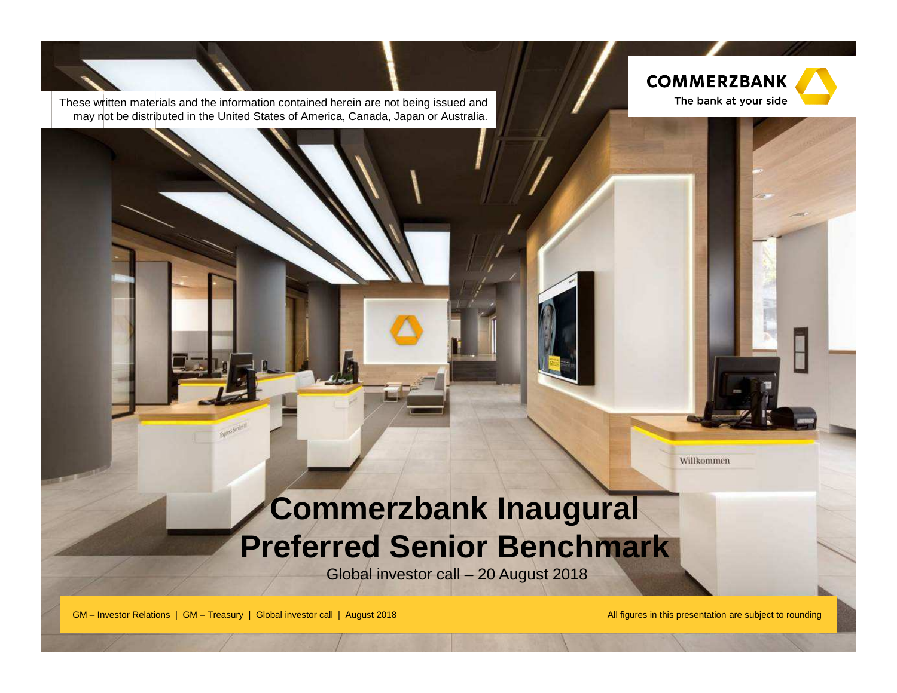These written materials and the information contained herein are not being issued and may not be distributed in the United States of America, Canada, Japan or Australia.

COMMERZBANK
The bank at your side

# Commerzbank Inaugural Preferred Senior Benchmark

Global investor call – 20 August 2018

GM – Investor Relations | GM – Treasury | Global investor call | August 2018

All figures in this presentation are subject to rounding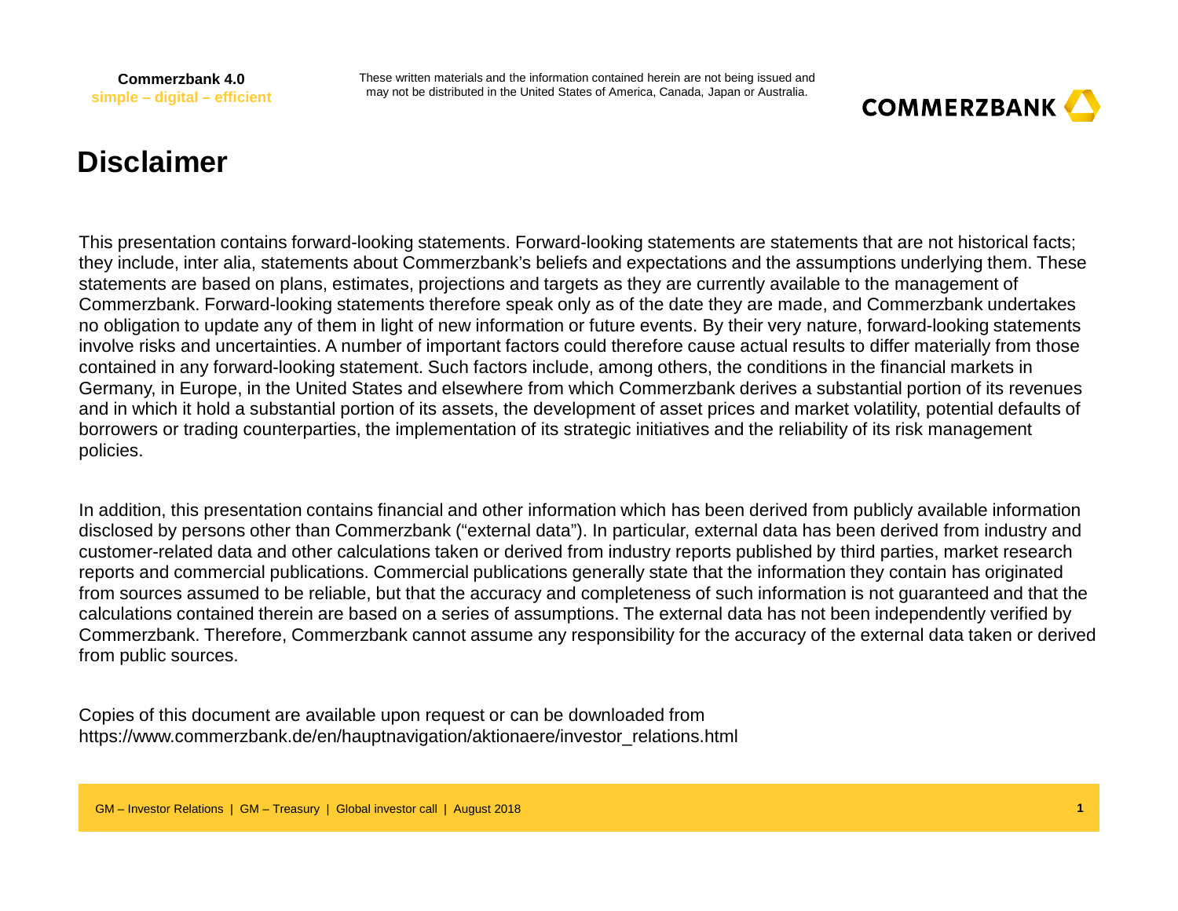# Disclaimer

This presentation contains forward-looking statements. Forward-looking statements are statements that are not historical facts; they include, inter alia, statements about Commerzbank's beliefs and expectations and the assumptions underlying them. These statements are based on plans, estimates, projections and targets as they are currently available to the management of Commerzbank. Forward-looking statements therefore speak only as of the date they are made, and Commerzbank undertakes no obligation to update any of them in light of new information or future events. By their very nature, forward-looking statements involve risks and uncertainties. A number of important factors could therefore cause actual results to differ materially from those contained in any forward-looking statement. Such factors include, among others, the conditions in the financial markets in Germany, in Europe, in the United States and elsewhere from which Commerzbank derives a substantial portion of its revenues and in which it hold a substantial portion of its assets, the development of asset prices and market volatility, potential defaults of borrowers or trading counterparties, the implementation of its strategic initiatives and the reliability of its risk management policies.

In addition, this presentation contains financial and other information which has been derived from publicly available information disclosed by persons other than Commerzbank ("external data"). In particular, external data has been derived from industry and customer-related data and other calculations taken or derived from industry reports published by third parties, market research reports and commercial publications. Commercial publications generally state that the information they contain has originated from sources assumed to be reliable, but that the accuracy and completeness of such information is not guaranteed and that the calculations contained therein are based on a series of assumptions. The external data has not been independently verified by Commerzbank. Therefore, Commerzbank cannot assume any responsibility for the accuracy of the external data taken or derived from public sources.

Copies of this document are available upon request or can be downloaded from https://www.commerzbank.de/en/hauptnavigation/aktionaere/investor_relations.html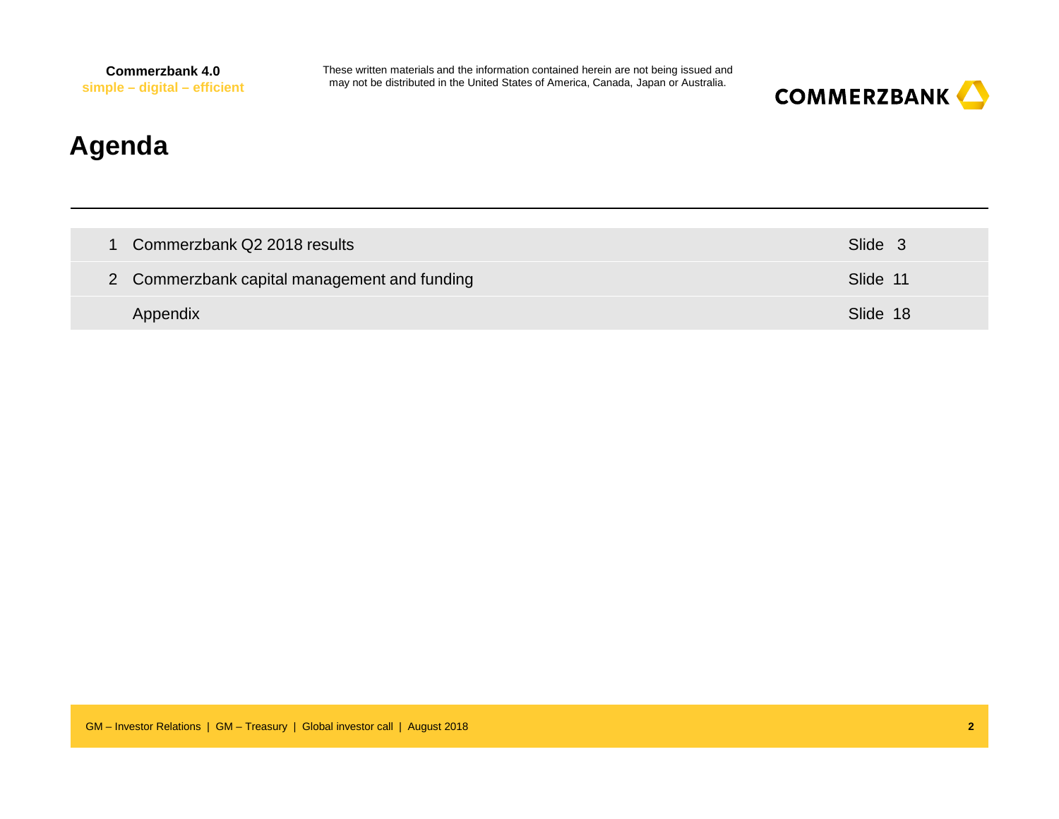# Agenda

| | | |
|---|---|---|
| 1 | Commerzbank Q2 2018 results | Slide 3 |
| 2 | Commerzbank capital management and funding | Slide 11 |
| | Appendix | Slide 18 |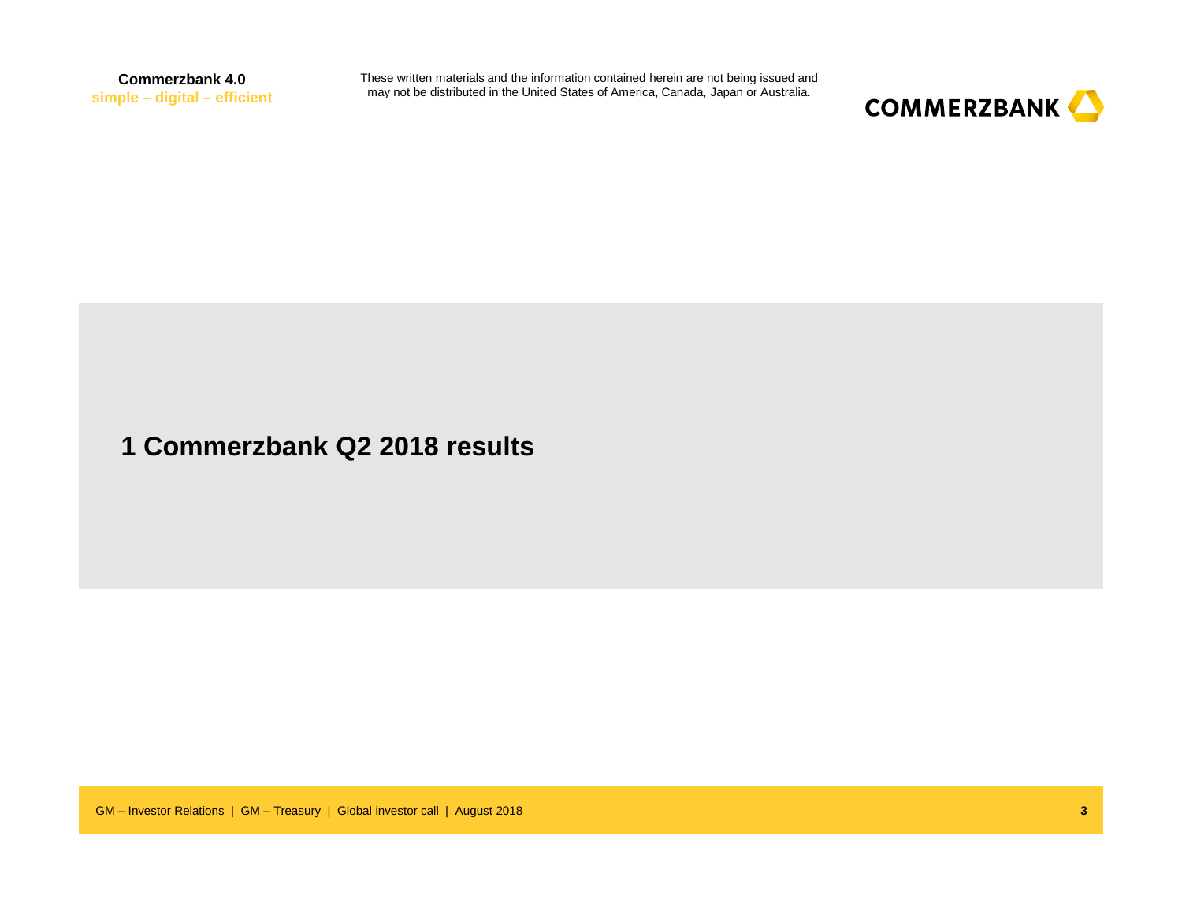# 1 Commerzbank Q2 2018 results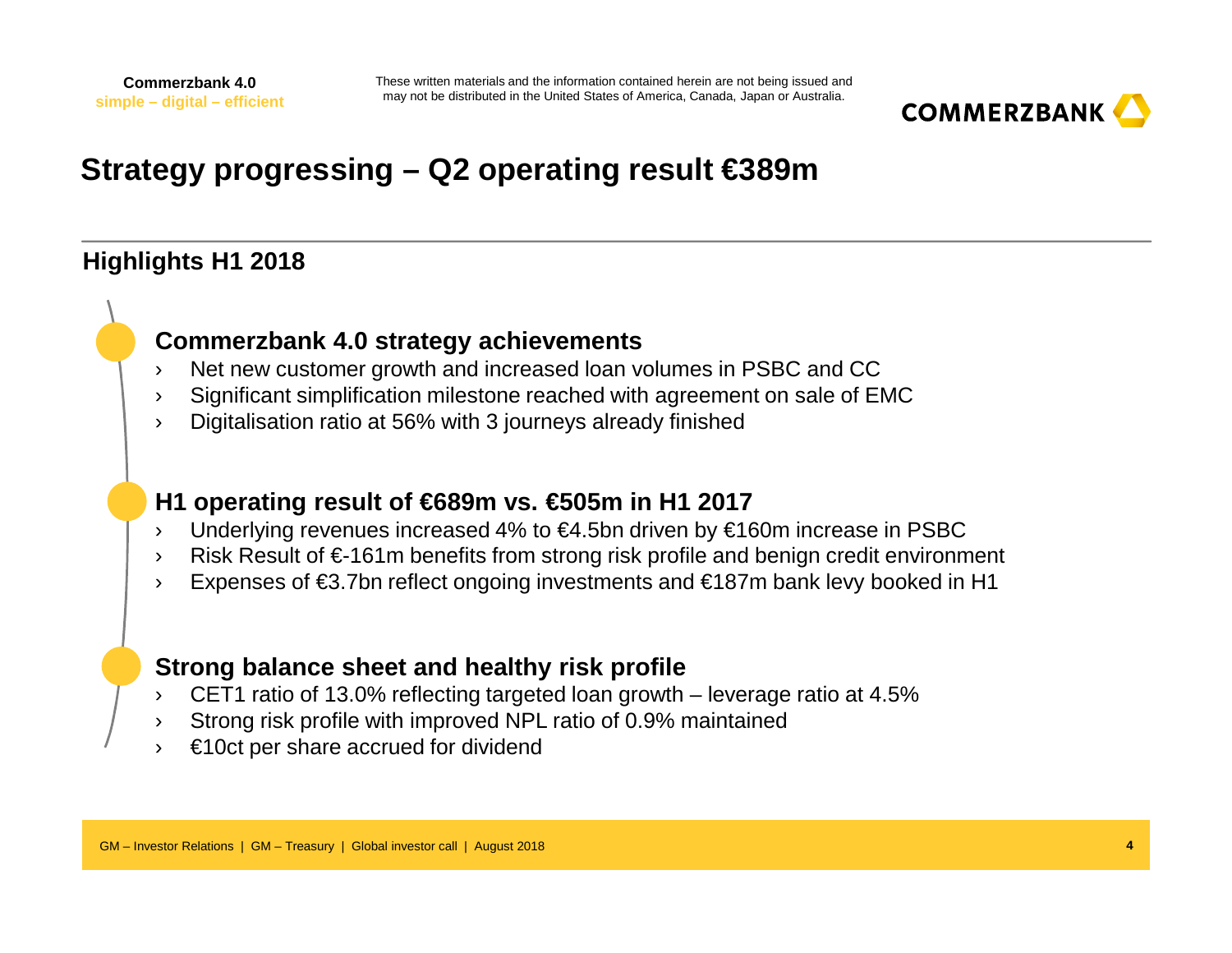# Strategy progressing – Q2 operating result €389m

## Highlights H1 2018

### Commerzbank 4.0 strategy achievements

- Net new customer growth and increased loan volumes in PSBC and CC
- Significant simplification milestone reached with agreement on sale of EMC
- Digitalisation ratio at 56% with 3 journeys already finished

### H1 operating result of €689m vs. €505m in H1 2017

- Underlying revenues increased 4% to €4.5bn driven by €160m increase in PSBC
- Risk Result of €-161m benefits from strong risk profile and benign credit environment
- Expenses of €3.7bn reflect ongoing investments and €187m bank levy booked in H1

### Strong balance sheet and healthy risk profile

- CET1 ratio of 13.0% reflecting targeted loan growth – leverage ratio at 4.5%
- Strong risk profile with improved NPL ratio of 0.9% maintained
- €10ct per share accrued for dividend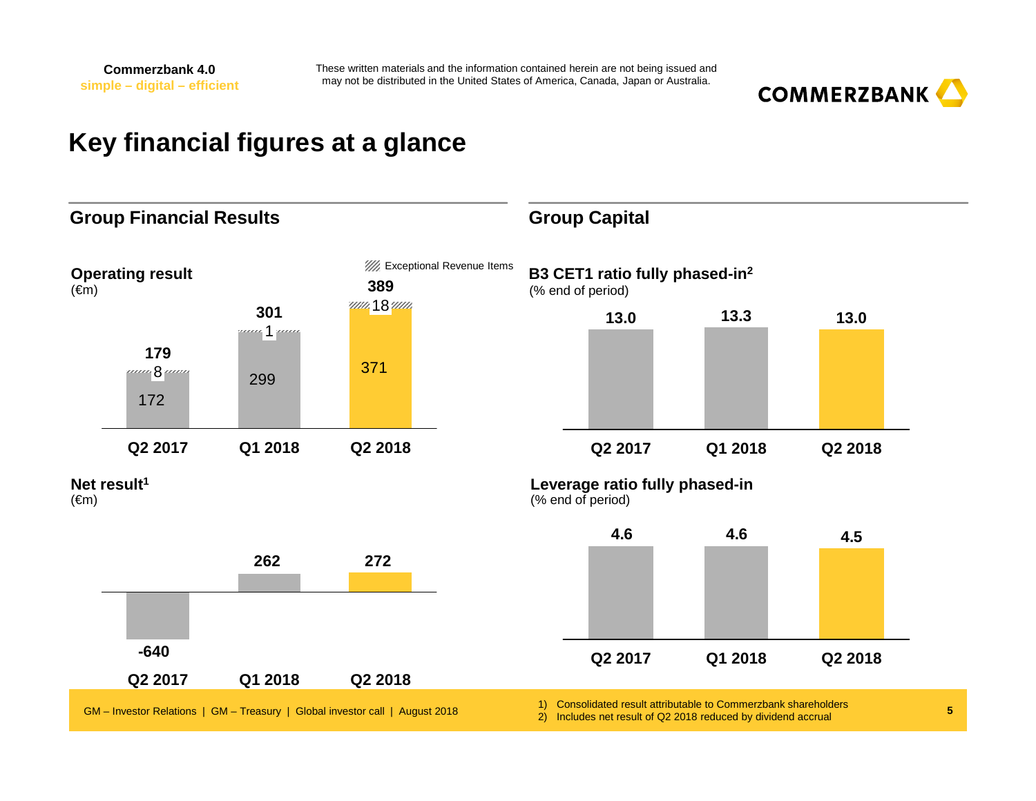# Key financial figures at a glance

## Group Financial Results

### Operating result
(€m)

| | Q2 2017 | Q1 2018 | Q2 2018 |
|---|---|---|---|
| Operating result | 179 | 301 | 389 |
| thereof Exceptional Revenue Items | 8 | 1 | 18 |
| excluding Exceptional Revenue Items | 172 | 299 | 371 |

### Net result[1]
(€m)

| Q2 2017 | Q1 2018 | Q2 2018 |
|---|---|---|
| -640 | 262 | 272 |

## Group Capital

### B3 CET1 ratio fully phased-in[2]
(% end of period)

| Q2 2017 | Q1 2018 | Q2 2018 |
|---|---|---|
| 13.0 | 13.3 | 13.0 |

### Leverage ratio fully phased-in
(% end of period)

| Q2 2017 | Q1 2018 | Q2 2018 |
|---|---|---|
| 4.6 | 4.6 | 4.5 |

1) Consolidated result attributable to Commerzbank shareholders
2) Includes net result of Q2 2018 reduced by dividend accrual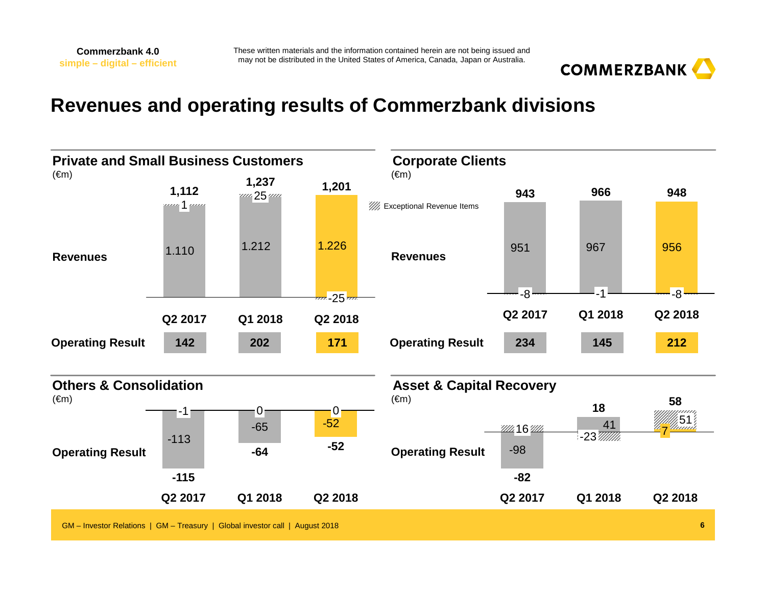# Revenues and operating results of Commerzbank divisions

## Private and Small Business Customers

(€m)

| | Q2 2017 | Q1 2018 | Q2 2018 |
|---|---|---|---|
| Revenues | 1,112 | 1,237 | 1,201 |
| thereof excl. exceptional revenue items | 1.110 | 1.212 | 1.226 |
| Exceptional Revenue Items | 1 | 25 | -25 |
| Operating Result | 142 | 202 | 171 |

## Corporate Clients

(€m)

| | Q2 2017 | Q1 2018 | Q2 2018 |
|---|---|---|---|
| Revenues | 943 | 966 | 948 |
| thereof excl. exceptional revenue items | 951 | 967 | 956 |
| Exceptional Revenue Items | -8 | -1 | -8 |
| Operating Result | 234 | 145 | 212 |

## Others & Consolidation

(€m)

| | Q2 2017 | Q1 2018 | Q2 2018 |
|---|---|---|---|
| Operating Result | -115 | -64 | -52 |
| thereof excl. exceptional revenue items | -113 | -65 | -52 |
| Exceptional Revenue Items | -1 | 0 | 0 |

## Asset & Capital Recovery

(€m)

| | Q2 2017 | Q1 2018 | Q2 2018 |
|---|---|---|---|
| Operating Result | -82 | 18 | 58 |
| thereof excl. exceptional revenue items | -98 | 41 | 7 |
| Exceptional Revenue Items | 16 | -23 | 51 |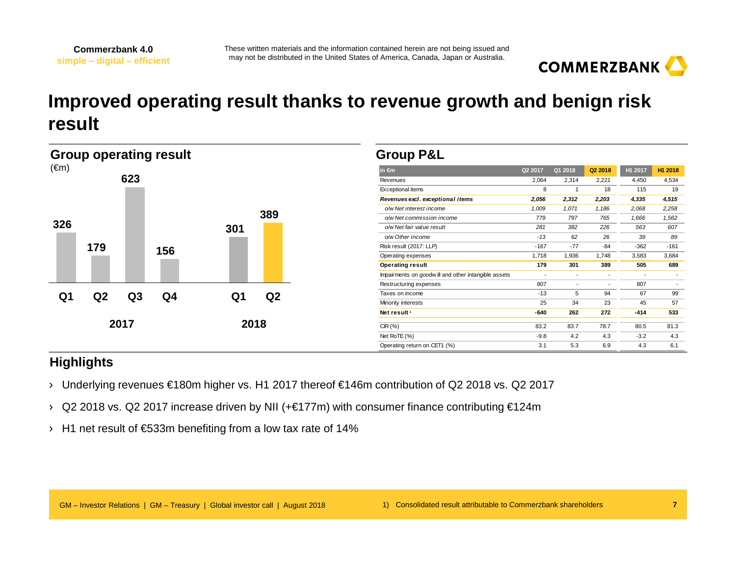Commerzbank 4.0
simple – digital – efficient

These written materials and the information contained herein are not being issued and may not be distributed in the United States of America, Canada, Japan or Australia.

# Improved operating result thanks to revenue growth and benign risk result

## Group operating result

(€m)

| | Q1 | Q2 | Q3 | Q4 |
|---|---|---|---|---|
| 2017 | 326 | 179 | 623 | 156 |
| 2018 | 301 | 389 | | |

## Group P&L

| in €m | Q2 2017 | Q1 2018 | Q2 2018 | H1 2017 | H1 2018 |
|---|---|---|---|---|---|
| Revenues | 2,064 | 2,314 | 2,221 | 4,450 | 4,534 |
| Exceptional items | 8 | 1 | 18 | 115 | 19 |
| ***Revenues excl. exceptional items*** | ***2,056*** | ***2,312*** | ***2,203*** | ***4,335*** | ***4,515*** |
| *o/w Net interest income* | *1,009* | *1,071* | *1,186* | *2,068* | *2,258* |
| *o/w Net commission income* | *779* | *797* | *765* | *1,666* | *1,562* |
| *o/w Net fair value result* | *281* | *382* | *226* | *563* | *607* |
| *o/w Other income* | *-13* | *62* | *26* | *39* | *89* |
| Risk result (2017: LLP) | -167 | -77 | -84 | -362 | -161 |
| Operating expenses | 1,718 | 1,936 | 1,748 | 3,583 | 3,684 |
| **Operating result** | **179** | **301** | **389** | **505** | **689** |
| Impairments on goodwill and other intangible assets | - | - | - | - | - |
| Restructuring expenses | 807 | - | - | 807 | - |
| Taxes on income | -13 | 5 | 94 | 67 | 99 |
| Minority interests | 25 | 34 | 23 | 45 | 57 |
| **Net result [1]** | **-640** | **262** | **272** | **-414** | **533** |
| CIR (%) | 83.2 | 83.7 | 78.7 | 80.5 | 81.3 |
| Net RoTE (%) | -9.8 | 4.2 | 4.3 | -3.2 | 4.3 |
| Operating return on CET1 (%) | 3.1 | 5.3 | 6.9 | 4.3 | 6.1 |

## Highlights

› Underlying revenues €180m higher vs. H1 2017 thereof €146m contribution of Q2 2018 vs. Q2 2017

› Q2 2018 vs. Q2 2017 increase driven by NII (+€177m) with consumer finance contributing €124m

› H1 net result of €533m benefiting from a low tax rate of 14%

1) Consolidated result attributable to Commerzbank shareholders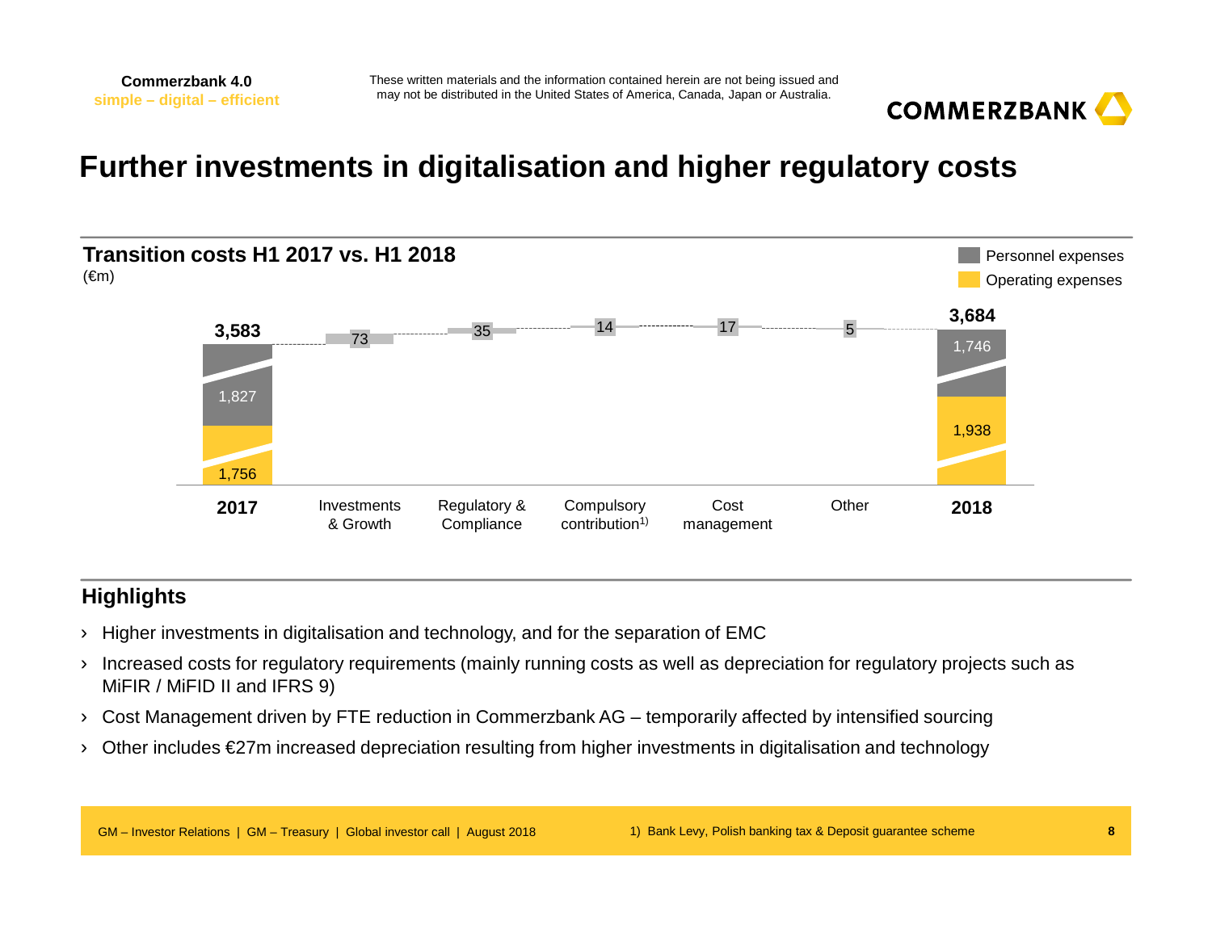Commerzbank 4.0
simple – digital – efficient

These written materials and the information contained herein are not being issued and may not be distributed in the United States of America, Canada, Japan or Australia.

# Further investments in digitalisation and higher regulatory costs

## Transition costs H1 2017 vs. H1 2018

(€m)

| | 2017 | Investments & Growth | Regulatory & Compliance | Compulsory contribution[1] | Cost management | Other | 2018 |
|---|---|---|---|---|---|---|---|
| Total | 3,583 | 73 | 35 | 14 | 17 | 5 | 3,684 |
| Personnel expenses | 1,827 | | | | | | 1,746 |
| Operating expenses | 1,756 | | | | | | 1,938 |

## Highlights

- Higher investments in digitalisation and technology, and for the separation of EMC
- Increased costs for regulatory requirements (mainly running costs as well as depreciation for regulatory projects such as MiFIR / MiFID II and IFRS 9)
- Cost Management driven by FTE reduction in Commerzbank AG – temporarily affected by intensified sourcing
- Other includes €27m increased depreciation resulting from higher investments in digitalisation and technology

1) Bank Levy, Polish banking tax & Deposit guarantee scheme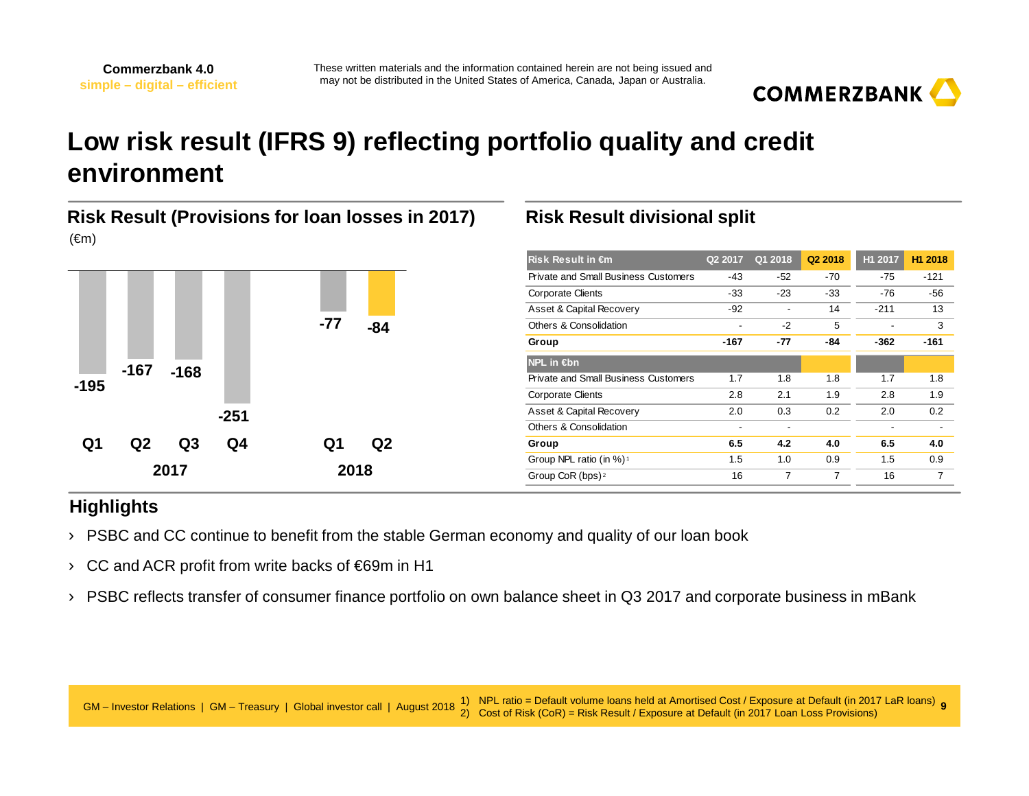Commerzbank 4.0
simple – digital – efficient

These written materials and the information contained herein are not being issued and may not be distributed in the United States of America, Canada, Japan or Australia.

# Low risk result (IFRS 9) reflecting portfolio quality and credit environment

## Risk Result (Provisions for loan losses in 2017)

(€m)

| | Q1 2017 | Q2 2017 | Q3 2017 | Q4 2017 | Q1 2018 | Q2 2018 |
|---|---|---|---|---|---|---|
| Risk Result | -195 | -167 | -168 | -251 | -77 | -84 |

## Risk Result divisional split

| Risk Result in €m | Q2 2017 | Q1 2018 | Q2 2018 | H1 2017 | H1 2018 |
|---|---|---|---|---|---|
| Private and Small Business Customers | -43 | -52 | -70 | -75 | -121 |
| Corporate Clients | -33 | -23 | -33 | -76 | -56 |
| Asset & Capital Recovery | -92 | - | 14 | -211 | 13 |
| Others & Consolidation | - | -2 | 5 | - | 3 |
| **Group** | **-167** | **-77** | **-84** | **-362** | **-161** |
| **NPL in €bn** | | | | | |
| Private and Small Business Customers | 1.7 | 1.8 | 1.8 | 1.7 | 1.8 |
| Corporate Clients | 2.8 | 2.1 | 1.9 | 2.8 | 1.9 |
| Asset & Capital Recovery | 2.0 | 0.3 | 0.2 | 2.0 | 0.2 |
| Others & Consolidation | - | - | | - | - |
| **Group** | **6.5** | **4.2** | **4.0** | **6.5** | **4.0** |
| Group NPL ratio (in %)[1] | 1.5 | 1.0 | 0.9 | 1.5 | 0.9 |
| Group CoR (bps)[2] | 16 | 7 | 7 | 16 | 7 |

## Highlights

- PSBC and CC continue to benefit from the stable German economy and quality of our loan book
- CC and ACR profit from write backs of €69m in H1
- PSBC reflects transfer of consumer finance portfolio on own balance sheet in Q3 2017 and corporate business in mBank

GM – Investor Relations | GM – Treasury | Global investor call | August 2018

1) NPL ratio = Default volume loans held at Amortised Cost / Exposure at Default (in 2017 LaR loans)
2) Cost of Risk (CoR) = Risk Result / Exposure at Default (in 2017 Loan Loss Provisions)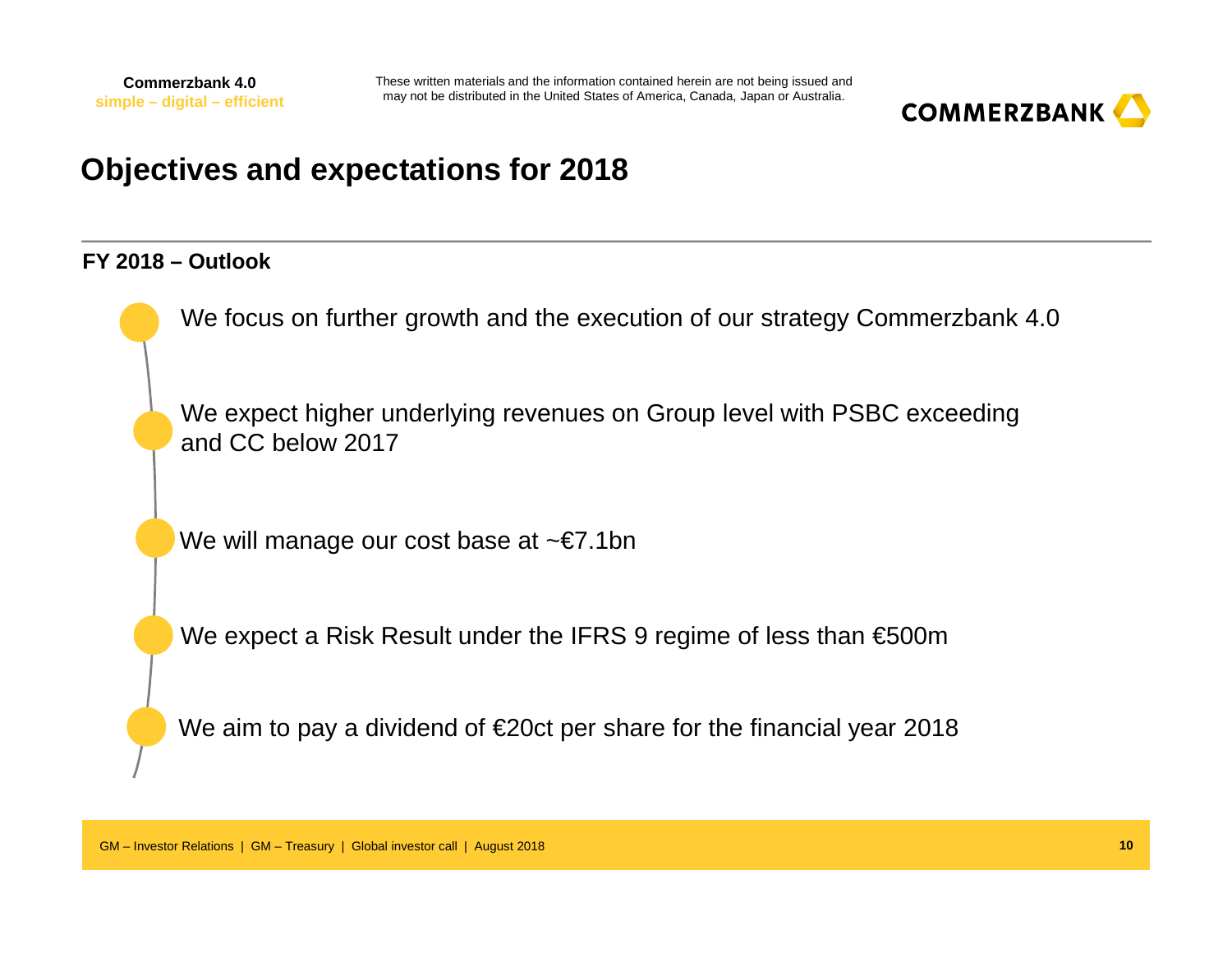# Objectives and expectations for 2018

## FY 2018 – Outlook

- We focus on further growth and the execution of our strategy Commerzbank 4.0
- We expect higher underlying revenues on Group level with PSBC exceeding and CC below 2017
- We will manage our cost base at ~€7.1bn
- We expect a Risk Result under the IFRS 9 regime of less than €500m
- We aim to pay a dividend of €20ct per share for the financial year 2018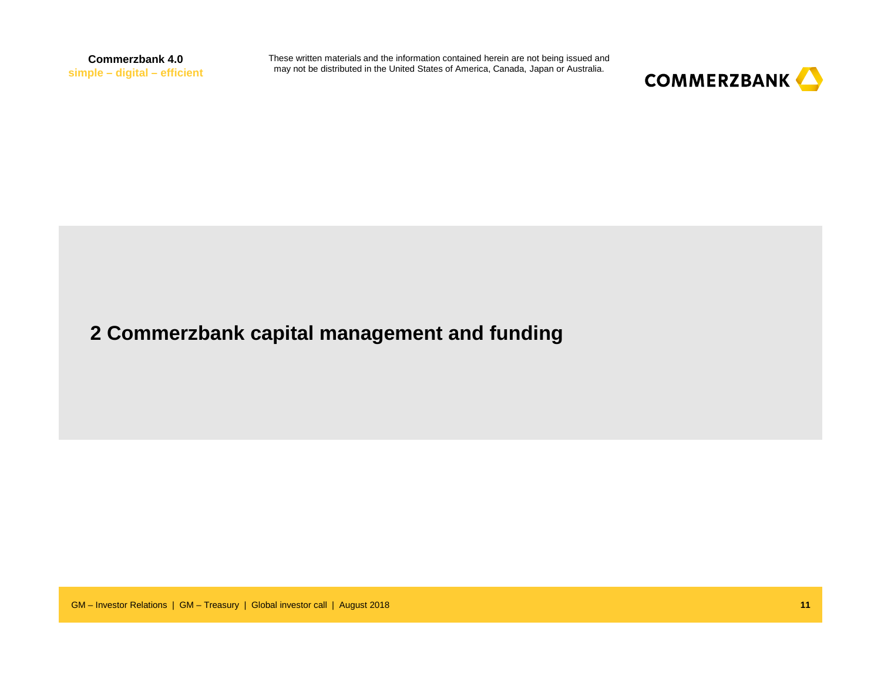# 2 Commerzbank capital management and funding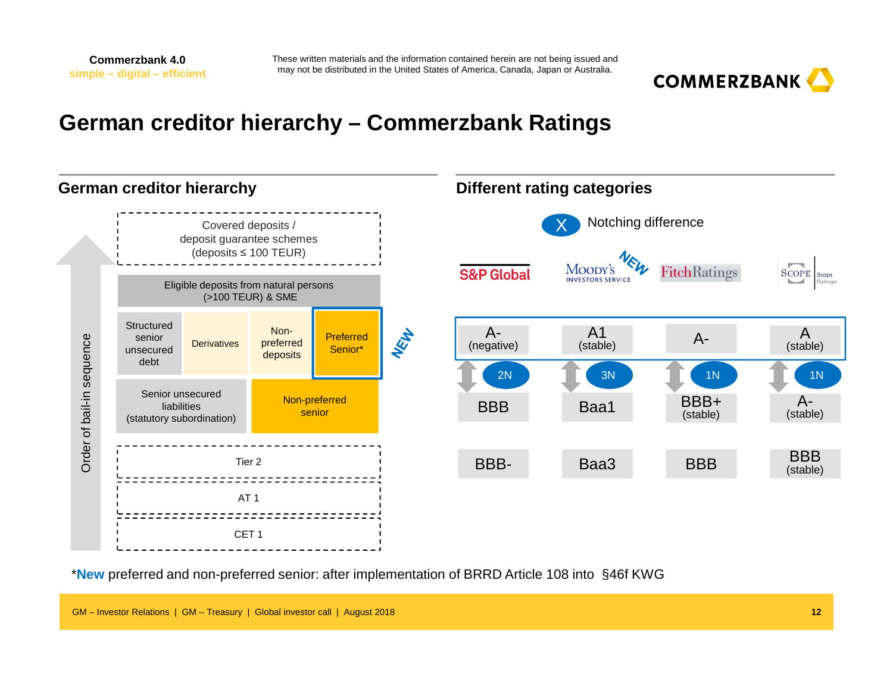Commerzbank 4.0
simple – digital – efficient

These written materials and the information contained herein are not being issued and may not be distributed in the United States of America, Canada, Japan or Australia.

# German creditor hierarchy – Commerzbank Ratings

## German creditor hierarchy

Order of bail-in sequence

- Covered deposits / deposit guarantee schemes (deposits ≤ 100 TEUR)
- Eligible deposits from natural persons (>100 TEUR) & SME
- Structured senior unsecured debt | Derivatives | Non-preferred deposits | Preferred Senior* (NEW)
- Senior unsecured liabilities (statutory subordination) | Non-preferred senior
- Tier 2
- AT 1
- CET 1

## Different rating categories

X = Notching difference

| | S&P Global | Moody's (NEW) | FitchRatings | Scope Ratings |
|---|---|---|---|---|
| Preferred Senior | A- (negative) | A1 (stable) | A- | A (stable) |
| Notching difference | 2N | 3N | 1N | 1N |
| Non-preferred senior | BBB | Baa1 | BBB+ (stable) | A- (stable) |
| Tier 2 | BBB- | Baa3 | BBB | BBB (stable) |

*New preferred and non-preferred senior: after implementation of BRRD Article 108 into §46f KWG

GM – Investor Relations | GM – Treasury | Global investor call | August 2018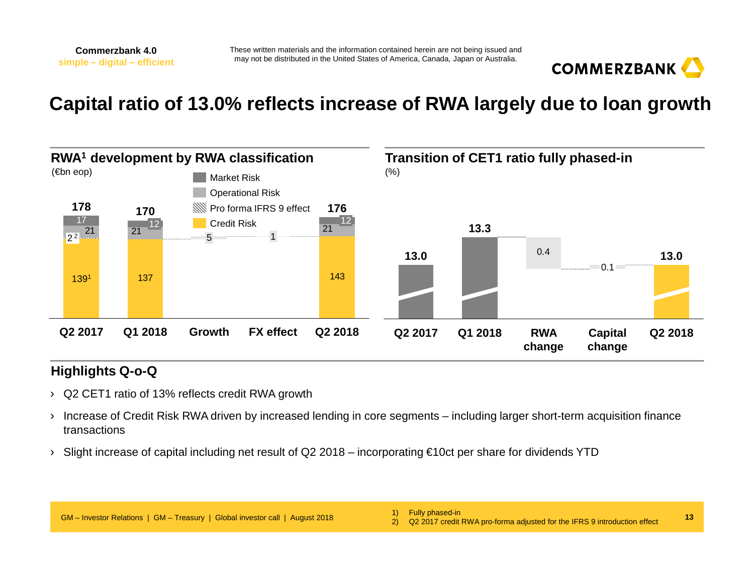# Capital ratio of 13.0% reflects increase of RWA largely due to loan growth

## RWA[1] development by RWA classification

(€bn eop)

| | Q2 2017 | Q1 2018 | Growth | FX effect | Q2 2018 |
|---|---|---|---|---|---|
| Market Risk | 17 | 12 | | | 12 |
| Operational Risk | 21 | 21 | | | 21 |
| Pro forma IFRS 9 effect | 2[2] | | | | |
| Credit Risk | 139[1] | 137 | 5 | 1 | 143 |
| **Total** | **178** | **170** | | | **176** |

## Transition of CET1 ratio fully phased-in

(%)

| Q2 2017 | Q1 2018 | RWA change | Capital change | Q2 2018 |
|---|---|---|---|---|
| 13.0 | 13.3 | 0.4 | 0.1 | 13.0 |

## Highlights Q-o-Q

- Q2 CET1 ratio of 13% reflects credit RWA growth
- Increase of Credit Risk RWA driven by increased lending in core segments – including larger short-term acquisition finance transactions
- Slight increase of capital including net result of Q2 2018 – incorporating €10ct per share for dividends YTD

1) Fully phased-in
2) Q2 2017 credit RWA pro-forma adjusted for the IFRS 9 introduction effect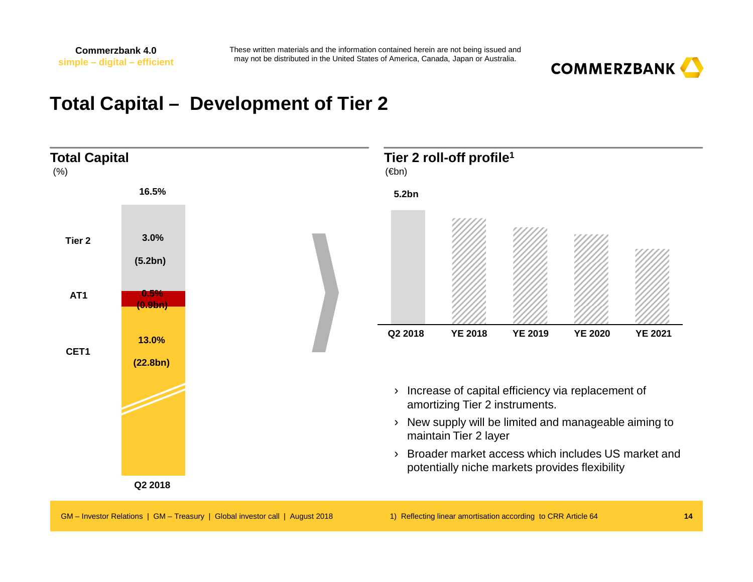# Total Capital – Development of Tier 2

## Total Capital

(%)

| | Q2 2018 |
|---|---|
| Tier 2 | 3.0% (5.2bn) |
| AT1 | 0.5% (0.9bn) |
| CET1 | 13.0% (22.8bn) |
| Total | 16.5% |

## Tier 2 roll-off profile[1]

(€bn)

| Q2 2018 | YE 2018 | YE 2019 | YE 2020 | YE 2021 |
|---|---|---|---|---|
| 5.2bn | | | | |

- Increase of capital efficiency via replacement of amortizing Tier 2 instruments.
- New supply will be limited and manageable aiming to maintain Tier 2 layer
- Broader market access which includes US market and potentially niche markets provides flexibility

1) Reflecting linear amortisation according to CRR Article 64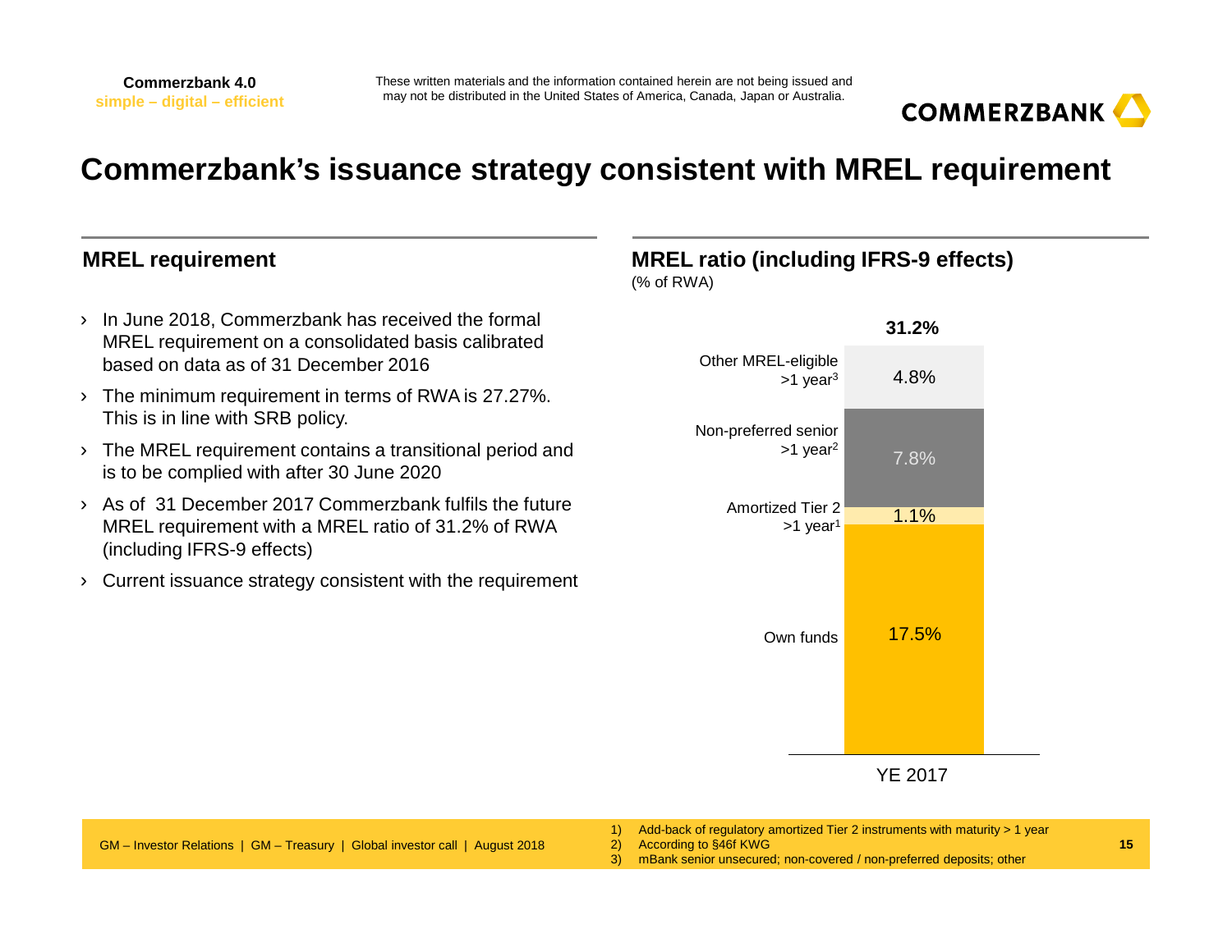Commerzbank 4.0
simple – digital – efficient

These written materials and the information contained herein are not being issued and may not be distributed in the United States of America, Canada, Japan or Australia.

# Commerzbank's issuance strategy consistent with MREL requirement

## MREL requirement

- In June 2018, Commerzbank has received the formal MREL requirement on a consolidated basis calibrated based on data as of 31 December 2016
- The minimum requirement in terms of RWA is 27.27%. This is in line with SRB policy.
- The MREL requirement contains a transitional period and is to be complied with after 30 June 2020
- As of 31 December 2017 Commerzbank fulfils the future MREL requirement with a MREL ratio of 31.2% of RWA (including IFRS-9 effects)
- Current issuance strategy consistent with the requirement

## MREL ratio (including IFRS-9 effects)

(% of RWA)

| Component | YE 2017 |
|---|---|
| Other MREL-eligible >1 year[3] | 4.8% |
| Non-preferred senior >1 year[2] | 7.8% |
| Amortized Tier 2 >1 year[1] | 1.1% |
| Own funds | 17.5% |
| **Total** | **31.2%** |

1) Add-back of regulatory amortized Tier 2 instruments with maturity > 1 year
2) According to §46f KWG
3) mBank senior unsecured; non-covered / non-preferred deposits; other

GM – Investor Relations | GM – Treasury | Global investor call | August 2018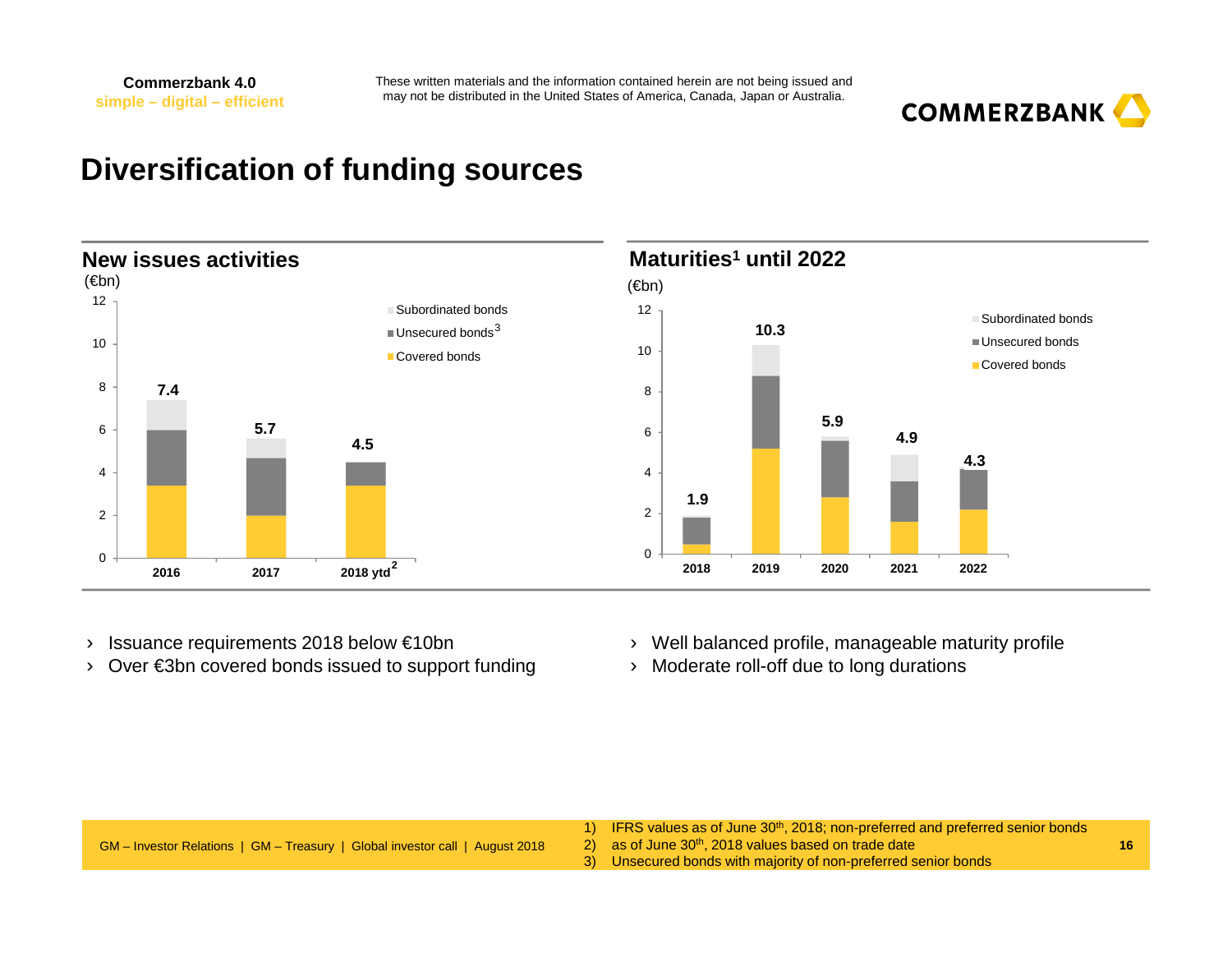# Diversification of funding sources

## New issues activities

(€bn)

| | 2016 | 2017 | 2018 ytd[2] |
|---|---|---|---|
| Total | 7.4 | 5.7 | 4.5 |

Legend: Subordinated bonds, Unsecured bonds[3], Covered bonds

## Maturities[1] until 2022

(€bn)

| | 2018 | 2019 | 2020 | 2021 | 2022 |
|---|---|---|---|---|---|
| Total | 1.9 | 10.3 | 5.9 | 4.9 | 4.3 |

Legend: Subordinated bonds, Unsecured bonds, Covered bonds

- Issuance requirements 2018 below €10bn
- Over €3bn covered bonds issued to support funding

- Well balanced profile, manageable maturity profile
- Moderate roll-off due to long durations

1) IFRS values as of June 30th, 2018; non-preferred and preferred senior bonds
2) as of June 30th, 2018 values based on trade date
3) Unsecured bonds with majority of non-preferred senior bonds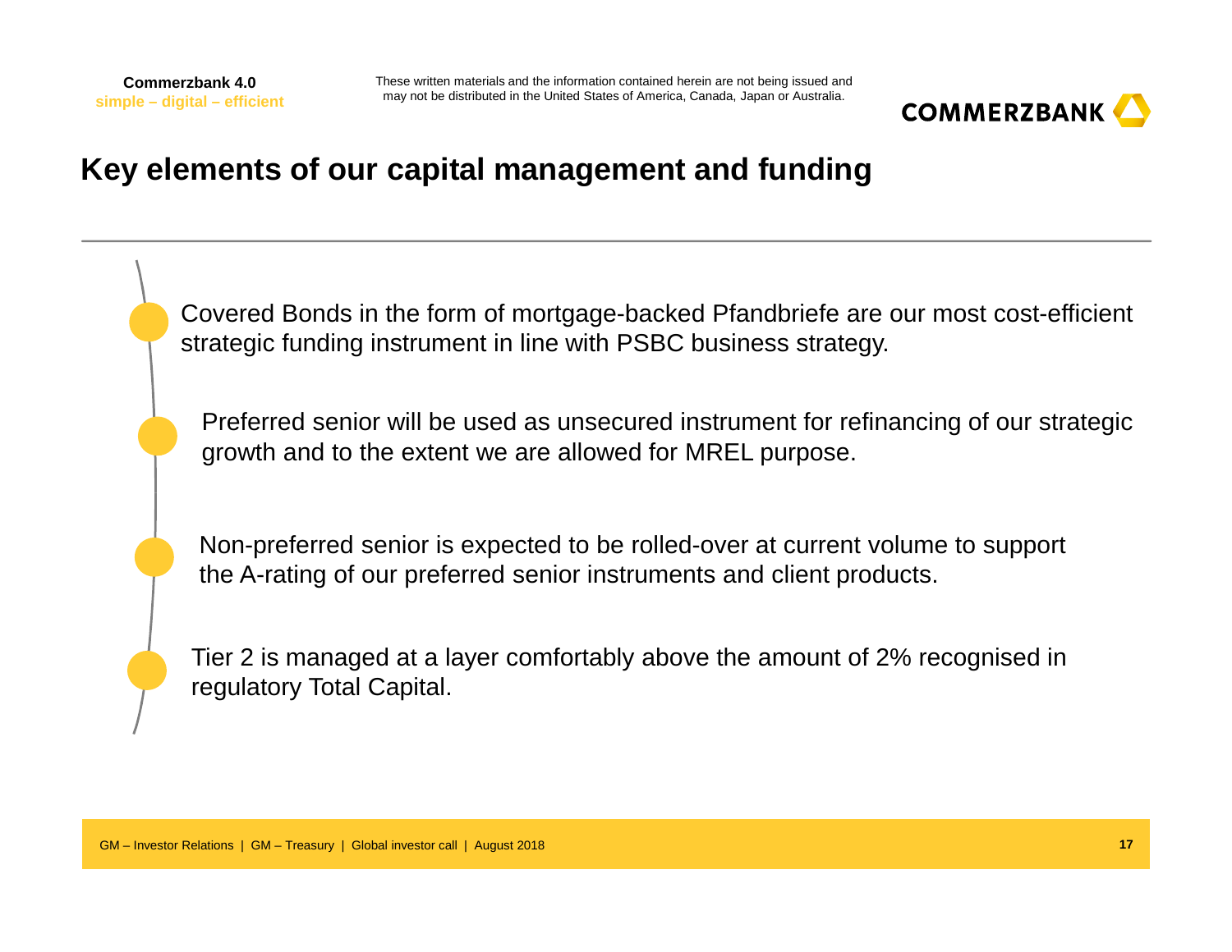# Key elements of our capital management and funding

- Covered Bonds in the form of mortgage-backed Pfandbriefe are our most cost-efficient strategic funding instrument in line with PSBC business strategy.

- Preferred senior will be used as unsecured instrument for refinancing of our strategic growth and to the extent we are allowed for MREL purpose.

- Non-preferred senior is expected to be rolled-over at current volume to support the A-rating of our preferred senior instruments and client products.

- Tier 2 is managed at a layer comfortably above the amount of 2% recognised in regulatory Total Capital.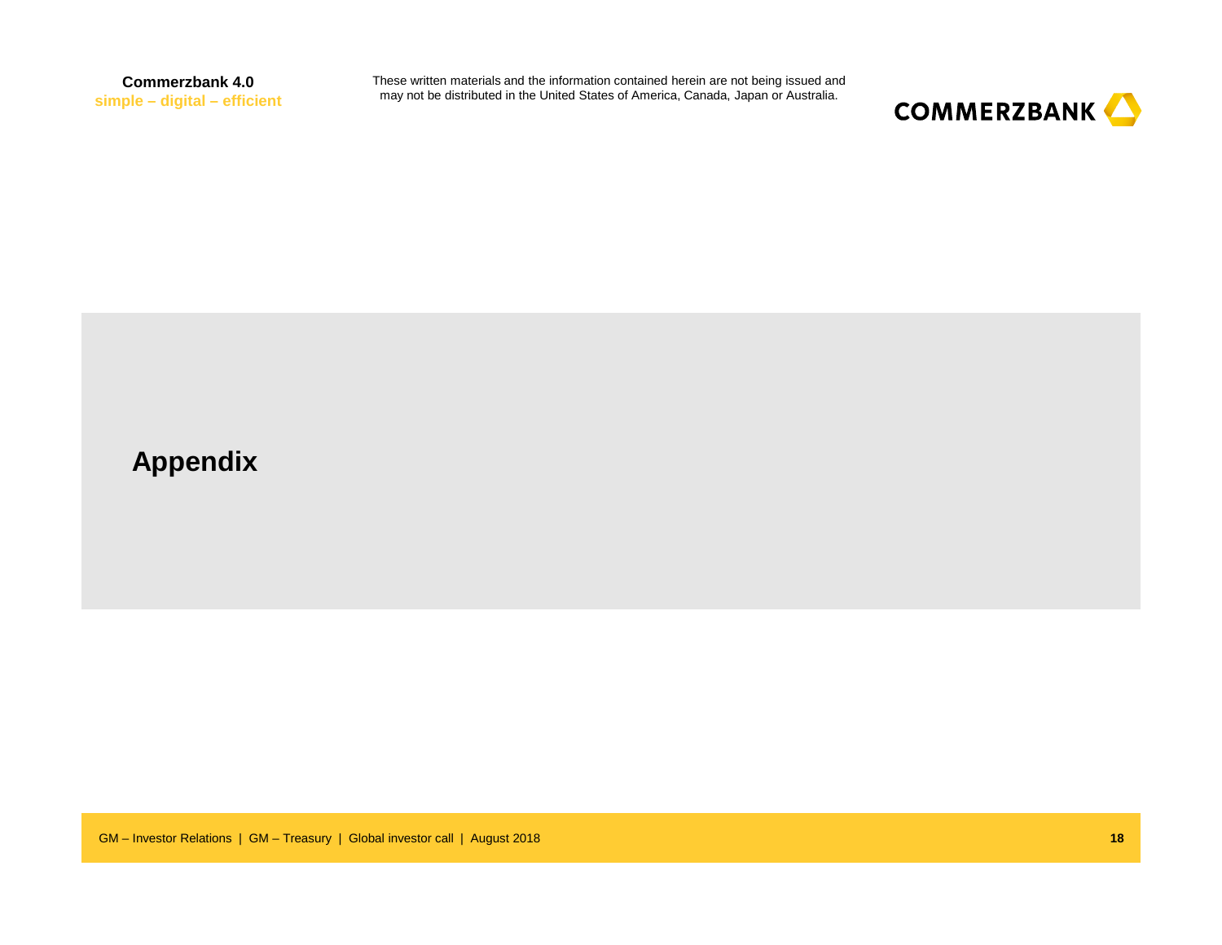# Appendix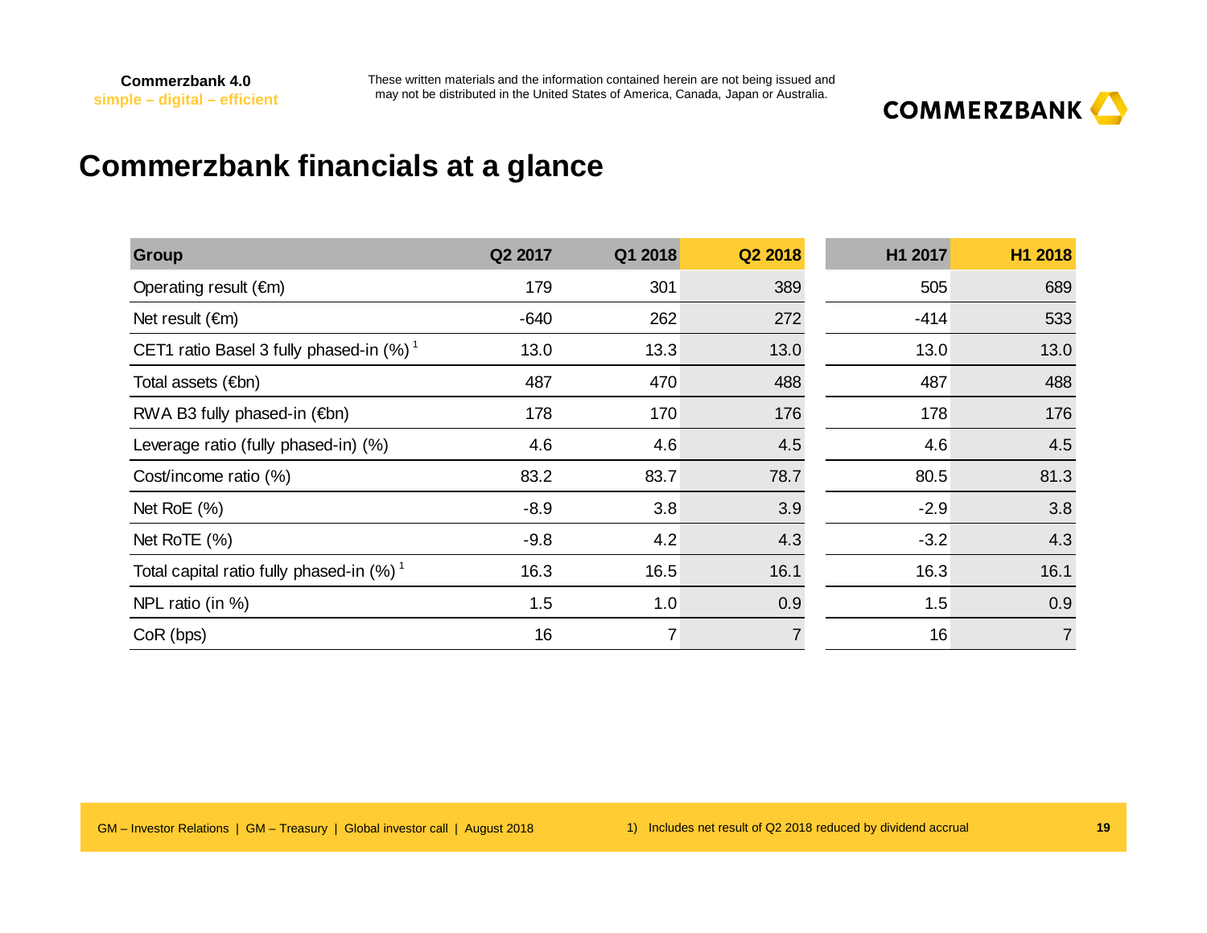# Commerzbank financials at a glance

| Group | Q2 2017 | Q1 2018 | Q2 2018 | H1 2017 | H1 2018 |
|---|---|---|---|---|---|
| Operating result (€m) | 179 | 301 | 389 | 505 | 689 |
| Net result (€m) | -640 | 262 | 272 | -414 | 533 |
| CET1 ratio Basel 3 fully phased-in (%) [1] | 13.0 | 13.3 | 13.0 | 13.0 | 13.0 |
| Total assets (€bn) | 487 | 470 | 488 | 487 | 488 |
| RWA B3 fully phased-in (€bn) | 178 | 170 | 176 | 178 | 176 |
| Leverage ratio (fully phased-in) (%) | 4.6 | 4.6 | 4.5 | 4.6 | 4.5 |
| Cost/income ratio (%) | 83.2 | 83.7 | 78.7 | 80.5 | 81.3 |
| Net RoE (%) | -8.9 | 3.8 | 3.9 | -2.9 | 3.8 |
| Net RoTE (%) | -9.8 | 4.2 | 4.3 | -3.2 | 4.3 |
| Total capital ratio fully phased-in (%) [1] | 16.3 | 16.5 | 16.1 | 16.3 | 16.1 |
| NPL ratio (in %) | 1.5 | 1.0 | 0.9 | 1.5 | 0.9 |
| CoR (bps) | 16 | 7 | 7 | 16 | 7 |

1) Includes net result of Q2 2018 reduced by dividend accrual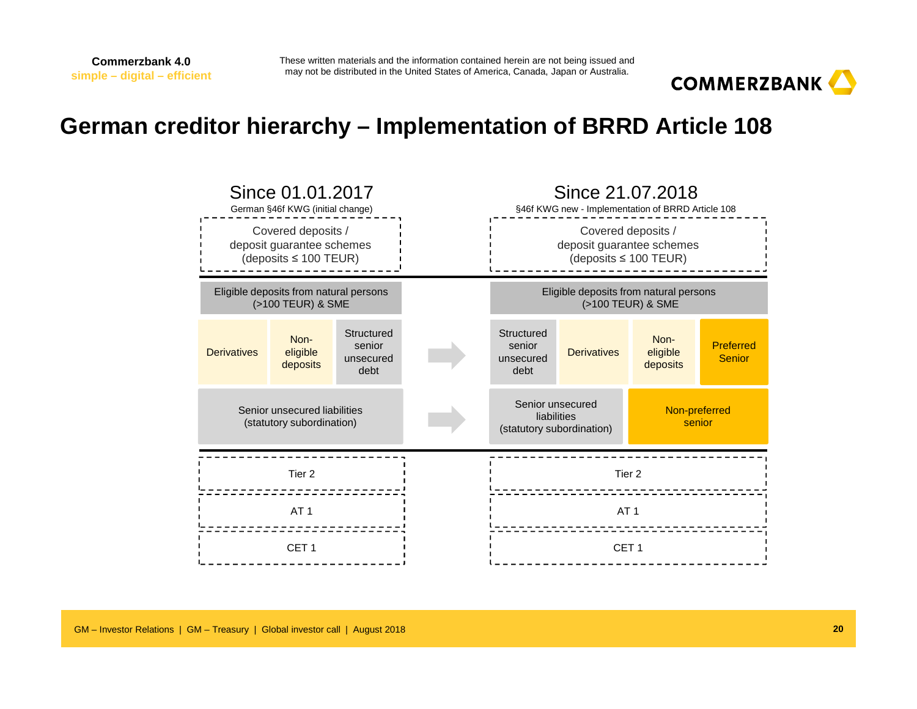# German creditor hierarchy – Implementation of BRRD Article 108

## Since 01.01.2017

German §46f KWG (initial change)

- Covered deposits / deposit guarantee schemes (deposits ≤ 100 TEUR)
- Eligible deposits from natural persons (>100 TEUR) & SME
- Derivatives | Non-eligible deposits | Structured senior unsecured debt
- Senior unsecured liabilities (statutory subordination)
- Tier 2
- AT 1
- CET 1

## Since 21.07.2018

§46f KWG new - Implementation of BRRD Article 108

- Covered deposits / deposit guarantee schemes (deposits ≤ 100 TEUR)
- Eligible deposits from natural persons (>100 TEUR) & SME
- Structured senior unsecured debt | Derivatives | Non-eligible deposits | Preferred Senior
- Senior unsecured liabilities (statutory subordination) | Non-preferred senior
- Tier 2
- AT 1
- CET 1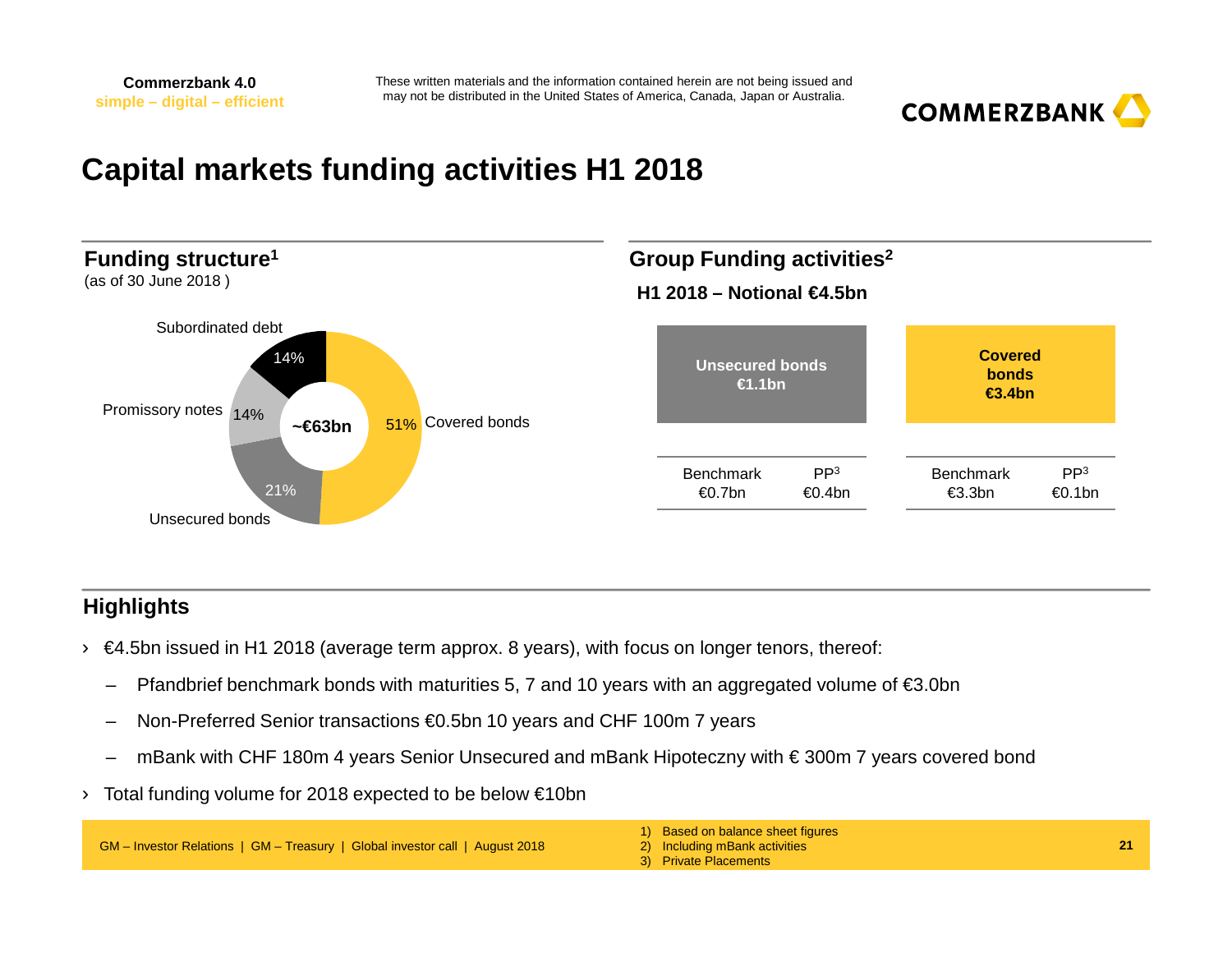# Capital markets funding activities H1 2018

## Funding structure[1]

(as of 30 June 2018 )

| Component | Share |
|---|---|
| Covered bonds | 51% |
| Unsecured bonds | 21% |
| Promissory notes | 14% |
| Subordinated debt | 14% |
| **Total** | **~€63bn** |

## Group Funding activities[2]

**H1 2018 – Notional €4.5bn**

| | Benchmark | PP[3] |
|---|---|---|
| **Unsecured bonds €1.1bn** | €0.7bn | €0.4bn |
| **Covered bonds €3.4bn** | €3.3bn | €0.1bn |

## Highlights

- €4.5bn issued in H1 2018 (average term approx. 8 years), with focus on longer tenors, thereof:
  - Pfandbrief benchmark bonds with maturities 5, 7 and 10 years with an aggregated volume of €3.0bn
  - Non-Preferred Senior transactions €0.5bn 10 years and CHF 100m 7 years
  - mBank with CHF 180m 4 years Senior Unsecured and mBank Hipoteczny with € 300m 7 years covered bond
- Total funding volume for 2018 expected to be below €10bn

1) Based on balance sheet figures
2) Including mBank activities
3) Private Placements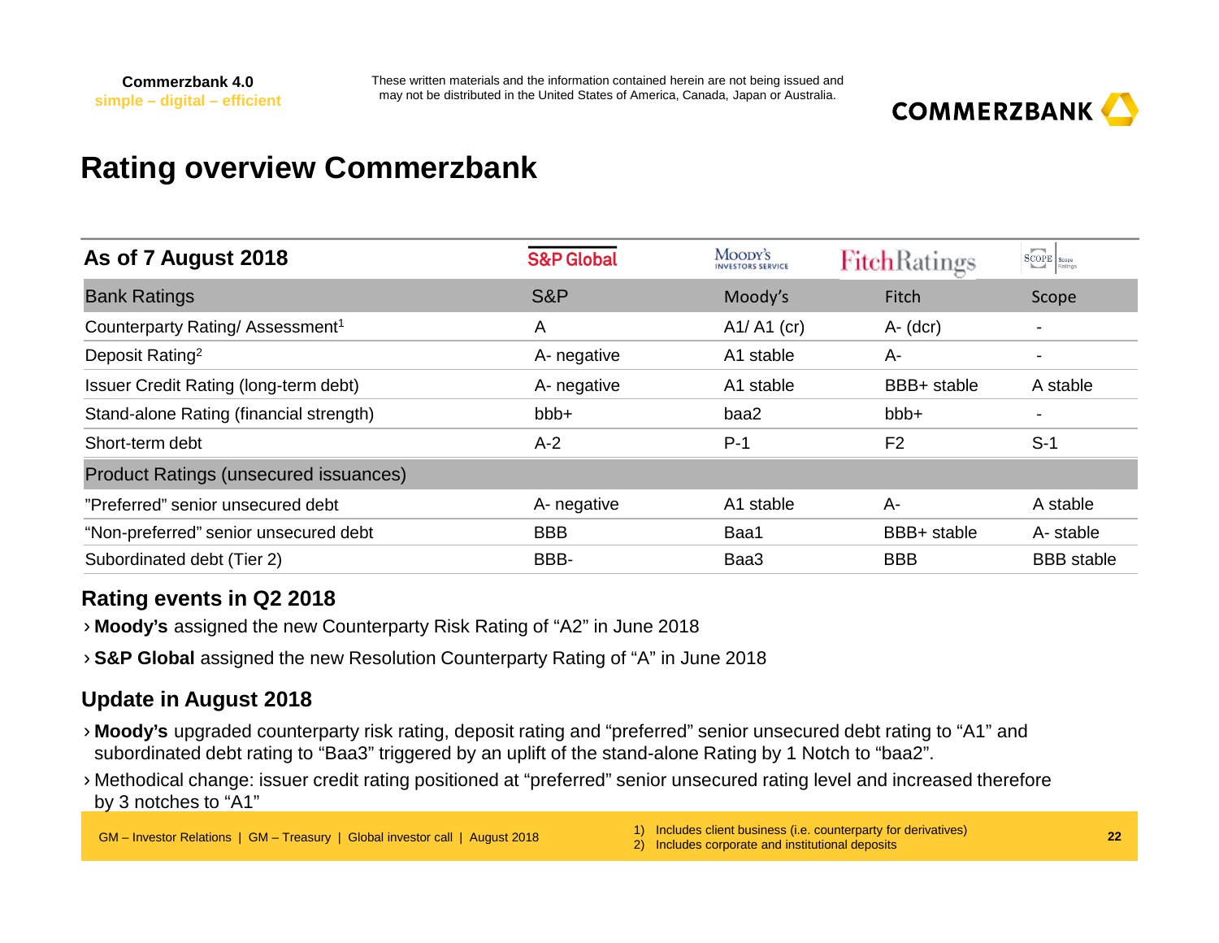# Rating overview Commerzbank

| As of 7 August 2018 | S&P Global | Moody's Investors Service | Fitch Ratings | Scope Ratings |
|---|---|---|---|---|
| **Bank Ratings** | **S&P** | **Moody's** | **Fitch** | **Scope** |
| Counterparty Rating/ Assessment[1] | A | A1/ A1 (cr) | A- (dcr) | - |
| Deposit Rating[2] | A- negative | A1 stable | A- | - |
| Issuer Credit Rating (long-term debt) | A- negative | A1 stable | BBB+ stable | A stable |
| Stand-alone Rating (financial strength) | bbb+ | baa2 | bbb+ | - |
| Short-term debt | A-2 | P-1 | F2 | S-1 |
| **Product Ratings (unsecured issuances)** | | | | |
| "Preferred" senior unsecured debt | A- negative | A1 stable | A- | A stable |
| "Non-preferred" senior unsecured debt | BBB | Baa1 | BBB+ stable | A- stable |
| Subordinated debt (Tier 2) | BBB- | Baa3 | BBB | BBB stable |

## Rating events in Q2 2018

- **Moody's** assigned the new Counterparty Risk Rating of "A2" in June 2018
- **S&P Global** assigned the new Resolution Counterparty Rating of "A" in June 2018

## Update in August 2018

- **Moody's** upgraded counterparty risk rating, deposit rating and "preferred" senior unsecured debt rating to "A1" and subordinated debt rating to "Baa3" triggered by an uplift of the stand-alone Rating by 1 Notch to "baa2".
- Methodical change: issuer credit rating positioned at "preferred" senior unsecured rating level and increased therefore by 3 notches to "A1"

1) Includes client business (i.e. counterparty for derivatives)
2) Includes corporate and institutional deposits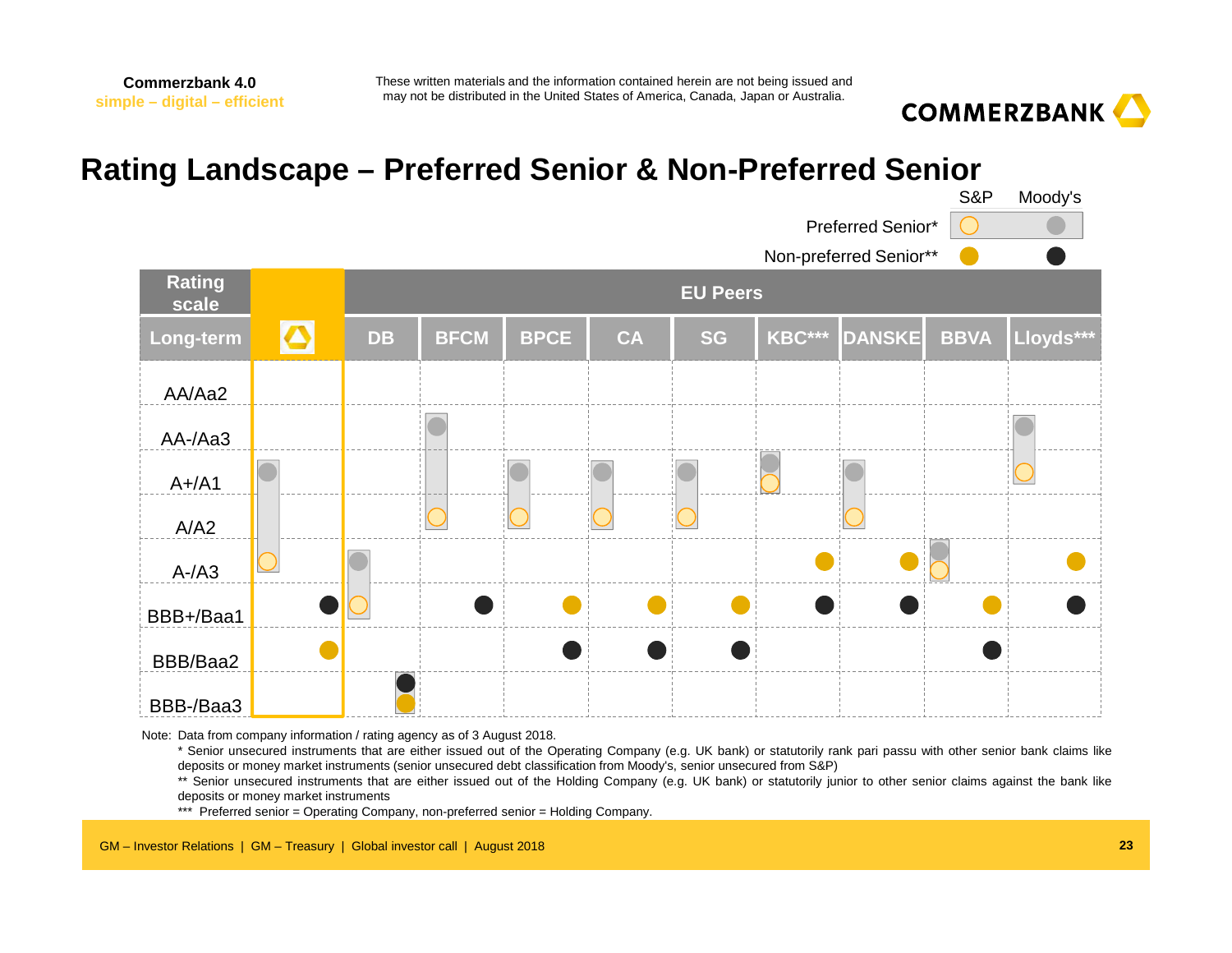# Rating Landscape – Preferred Senior & Non-Preferred Senior

Legend: S&P / Moody's — Preferred Senior* (light markers), Non-preferred Senior** (dark markers)

| Rating scale Long-term | Commerzbank | DB | BFCM | BPCE | CA | SG | KBC*** | DANSKE | BBVA | Lloyds*** |
|---|---|---|---|---|---|---|---|---|---|---|
| AA/Aa2 | | | | | | | | | | |
| AA-/Aa3 | | | Moody's PS | | | | | | | Moody's PS |
| A+/A1 | Moody's PS | | | Moody's PS | Moody's PS | Moody's PS | Moody's PS, S&P PS | Moody's PS | | S&P PS |
| A/A2 | | | S&P PS | S&P PS | S&P PS | S&P PS | | S&P PS | | |
| A-/A3 | S&P PS | Moody's PS | | | | | S&P NPS | S&P NPS | Moody's PS, S&P PS | S&P NPS |
| BBB+/Baa1 | Moody's NPS | S&P PS | Moody's NPS | S&P NPS | S&P NPS | S&P NPS | Moody's NPS | Moody's NPS | S&P NPS | Moody's NPS |
| BBB/Baa2 | S&P NPS | | | Moody's NPS | Moody's NPS | Moody's NPS | | | Moody's NPS | |
| BBB-/Baa3 | | Moody's NPS, S&P NPS | | | | | | | | |

Note: Data from company information / rating agency as of 3 August 2018.

\* Senior unsecured instruments that are either issued out of the Operating Company (e.g. UK bank) or statutorily rank pari passu with other senior bank claims like deposits or money market instruments (senior unsecured debt classification from Moody's, senior unsecured from S&P)

\*\* Senior unsecured instruments that are either issued out of the Holding Company (e.g. UK bank) or statutorily junior to other senior claims against the bank like deposits or money market instruments

\*\*\* Preferred senior = Operating Company, non-preferred senior = Holding Company.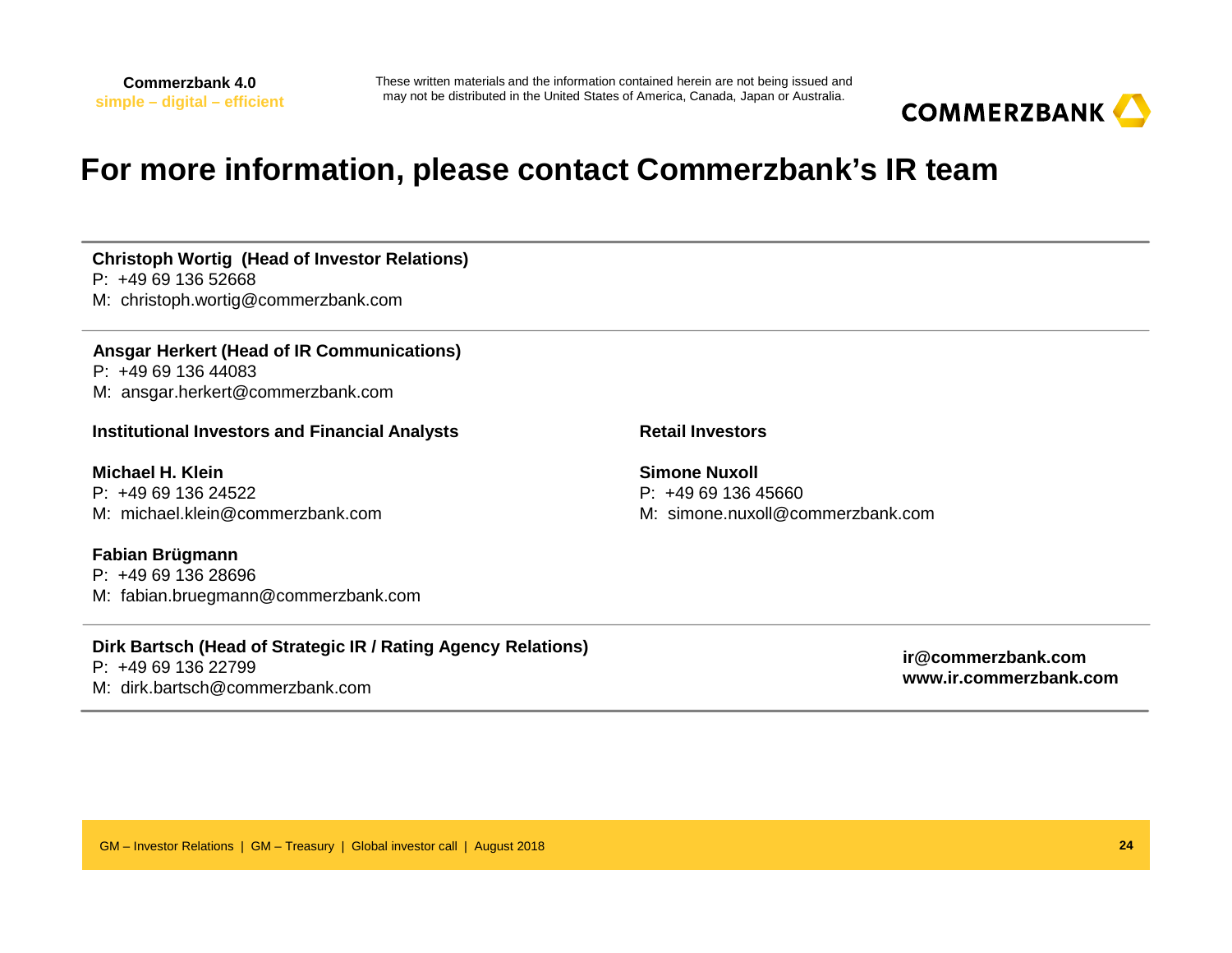# For more information, please contact Commerzbank's IR team

**Christoph Wortig (Head of Investor Relations)**
P: +49 69 136 52668
M: christoph.wortig@commerzbank.com

---

**Ansgar Herkert (Head of IR Communications)**
P: +49 69 136 44083
M: ansgar.herkert@commerzbank.com

**Institutional Investors and Financial Analysts**

**Michael H. Klein**
P: +49 69 136 24522
M: michael.klein@commerzbank.com

**Fabian Brügmann**
P: +49 69 136 28696
M: fabian.bruegmann@commerzbank.com

**Retail Investors**

**Simone Nuxoll**
P: +49 69 136 45660
M: simone.nuxoll@commerzbank.com

---

**Dirk Bartsch (Head of Strategic IR / Rating Agency Relations)**
P: +49 69 136 22799
M: dirk.bartsch@commerzbank.com

**ir@commerzbank.com**
**www.ir.commerzbank.com**